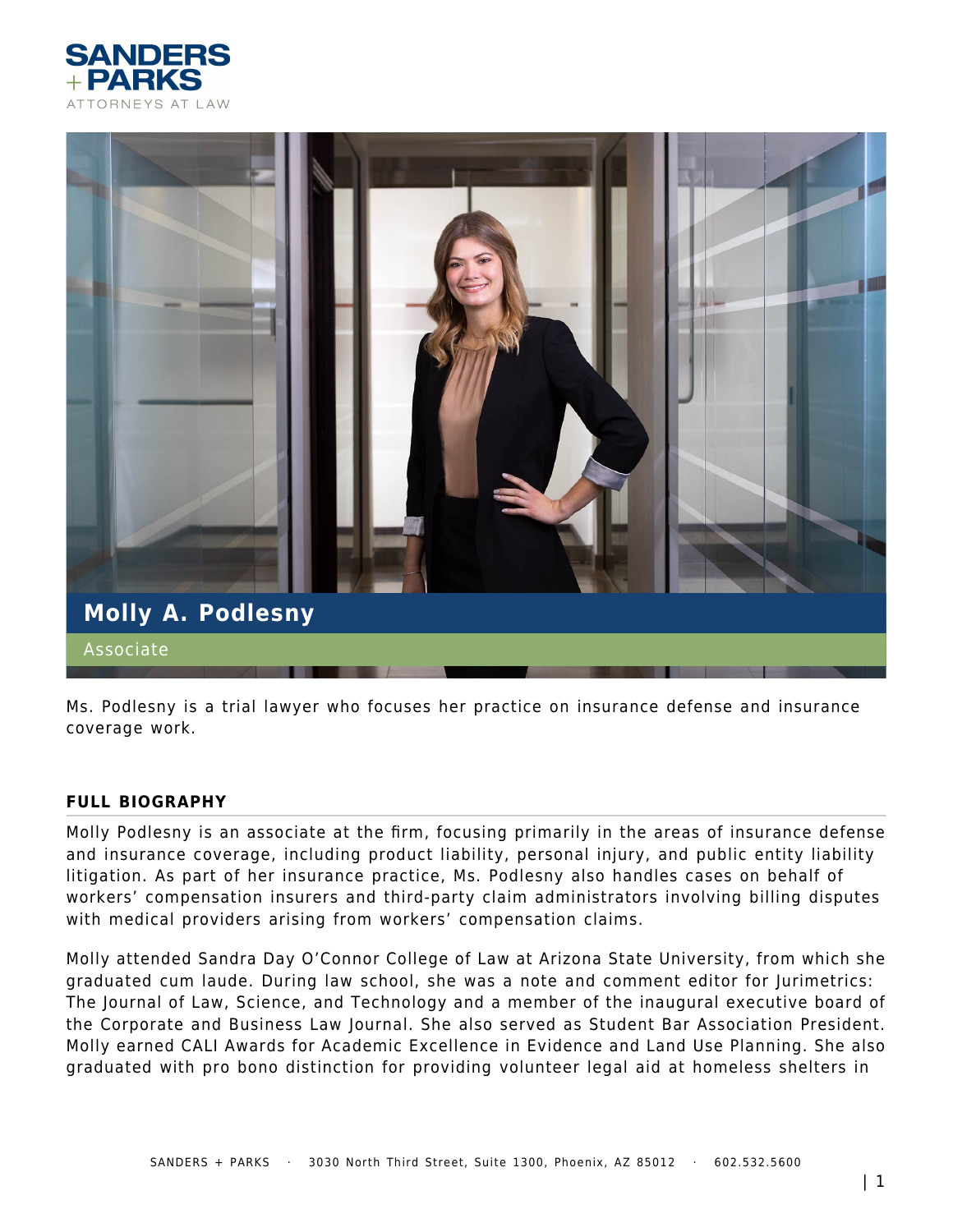SANDERS + PARKS

ATTORNEYS AT LAW

# Molly A. Podlesny

Associate

Ms. Podlesny is a trial lawyer who focuses her practice on insurance defense and insurance coverage work.

## FULL BIOGRAPHY

Molly Podlesny is an associate at the firm, focusing primarily in the areas of insurance defense and insurance coverage, including product liability, personal injury, and public entity liability litigation. As part of her insurance practice, Ms. Podlesny also handles cases on behalf of workers' compensation insurers and third-party claim administrators involving billing disputes with medical providers arising from workers' compensation claims.

Molly attended Sandra Day O'Connor College of Law at Arizona State University, from which she graduated cum laude. During law school, she was a note and comment editor for Jurimetrics: The Journal of Law, Science, and Technology and a member of the inaugural executive board of the Corporate and Business Law Journal. She also served as Student Bar Association President. Molly earned CALI Awards for Academic Excellence in Evidence and Land Use Planning. She also graduated with pro bono distinction for providing volunteer legal aid at homeless shelters in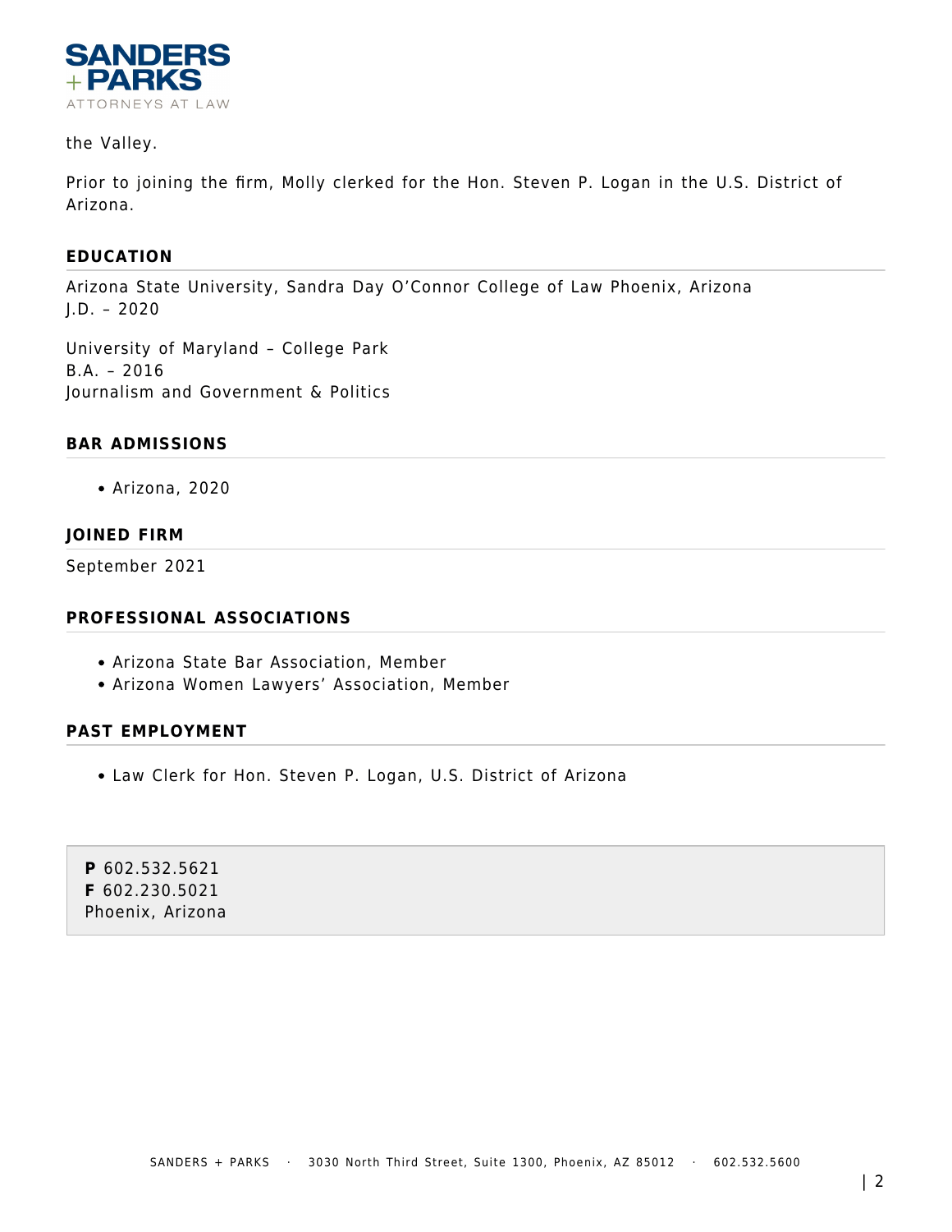the Valley.

Prior to joining the firm, Molly clerked for the Hon. Steven P. Logan in the U.S. District of Arizona.

## EDUCATION

Arizona State University, Sandra Day O'Connor College of Law Phoenix, Arizona
J.D. – 2020

University of Maryland – College Park
B.A. – 2016
Journalism and Government & Politics

## BAR ADMISSIONS

- Arizona, 2020

## JOINED FIRM

September 2021

## PROFESSIONAL ASSOCIATIONS

- Arizona State Bar Association, Member
- Arizona Women Lawyers' Association, Member

## PAST EMPLOYMENT

- Law Clerk for Hon. Steven P. Logan, U.S. District of Arizona

**P** 602.532.5621
**F** 602.230.5021
Phoenix, Arizona